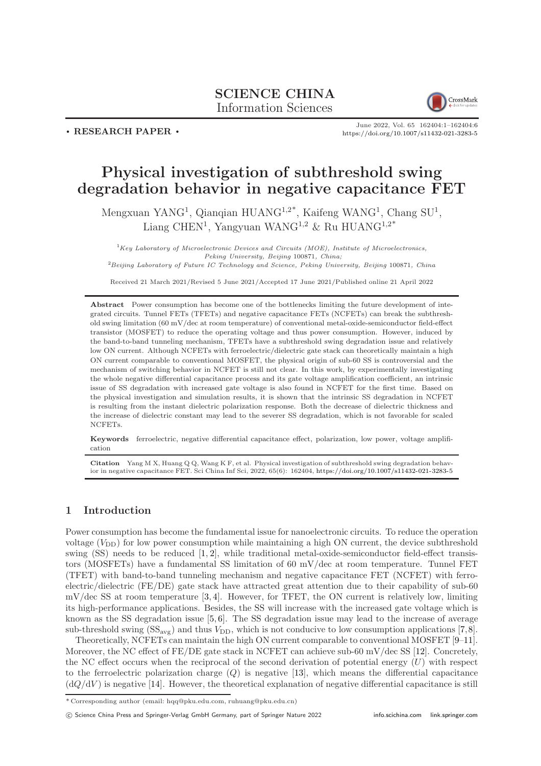SCIENCE CHINA
Information Sciences

• RESEARCH PAPER •

June 2022, Vol. 65 162404:1–162404:6
https://doi.org/10.1007/s11432-021-3283-5

# Physical investigation of subthreshold swing degradation behavior in negative capacitance FET

Mengxuan YANG[1], Qianqian HUANG[1,2*], Kaifeng WANG[1], Chang SU[1], Liang CHEN[1], Yangyuan WANG[1,2] & Ru HUANG[1,2*]

[1]*Key Laboratory of Microelectronic Devices and Circuits (MOE), Institute of Microelectronics, Peking University, Beijing* 100871*, China;*
[2]*Beijing Laboratory of Future IC Technology and Science, Peking University, Beijing* 100871*, China*

Received 21 March 2021/Revised 5 June 2021/Accepted 17 June 2021/Published online 21 April 2022

**Abstract** Power consumption has become one of the bottlenecks limiting the future development of integrated circuits. Tunnel FETs (TFETs) and negative capacitance FETs (NCFETs) can break the subthreshold swing limitation (60 mV/dec at room temperature) of conventional metal-oxide-semiconductor field-effect transistor (MOSFET) to reduce the operating voltage and thus power consumption. However, induced by the band-to-band tunneling mechanism, TFETs have a subthreshold swing degradation issue and relatively low ON current. Although NCFETs with ferroelectric/dielectric gate stack can theoretically maintain a high ON current comparable to conventional MOSFET, the physical origin of sub-60 SS is controversial and the mechanism of switching behavior in NCFET is still not clear. In this work, by experimentally investigating the whole negative differential capacitance process and its gate voltage amplification coefficient, an intrinsic issue of SS degradation with increased gate voltage is also found in NCFET for the first time. Based on the physical investigation and simulation results, it is shown that the intrinsic SS degradation in NCFET is resulting from the instant dielectric polarization response. Both the decrease of dielectric thickness and the increase of dielectric constant may lead to the severer SS degradation, which is not favorable for scaled NCFETs.

**Keywords** ferroelectric, negative differential capacitance effect, polarization, low power, voltage amplification

**Citation** Yang M X, Huang Q Q, Wang K F, et al. Physical investigation of subthreshold swing degradation behavior in negative capacitance FET. Sci China Inf Sci, 2022, 65(6): 162404, https://doi.org/10.1007/s11432-021-3283-5

## 1 Introduction

Power consumption has become the fundamental issue for nanoelectronic circuits. To reduce the operation voltage ($V_{DD}$) for low power consumption while maintaining a high ON current, the device subthreshold swing (SS) needs to be reduced [1, 2], while traditional metal-oxide-semiconductor field-effect transistors (MOSFETs) have a fundamental SS limitation of 60 mV/dec at room temperature. Tunnel FET (TFET) with band-to-band tunneling mechanism and negative capacitance FET (NCFET) with ferroelectric/dielectric (FE/DE) gate stack have attracted great attention due to their capability of sub-60 mV/dec SS at room temperature [3, 4]. However, for TFET, the ON current is relatively low, limiting its high-performance applications. Besides, the SS will increase with the increased gate voltage which is known as the SS degradation issue [5, 6]. The SS degradation issue may lead to the increase of average sub-threshold swing ($SS_{avg}$) and thus $V_{DD}$, which is not conducive to low consumption applications [7, 8].

Theoretically, NCFETs can maintain the high ON current comparable to conventional MOSFET [9–11]. Moreover, the NC effect of FE/DE gate stack in NCFET can achieve sub-60 mV/dec SS [12]. Concretely, the NC effect occurs when the reciprocal of the second derivation of potential energy ($U$) with respect to the ferroelectric polarization charge ($Q$) is negative [13], which means the differential capacitance ($\mathrm{d}Q/\mathrm{d}V$) is negative [14]. However, the theoretical explanation of negative differential capacitance is still

* Corresponding author (email: hqq@pku.edu.com, ruhuang@pku.edu.cn)

© Science China Press and Springer-Verlag GmbH Germany, part of Springer Nature 2022 info.scichina.com link.springer.com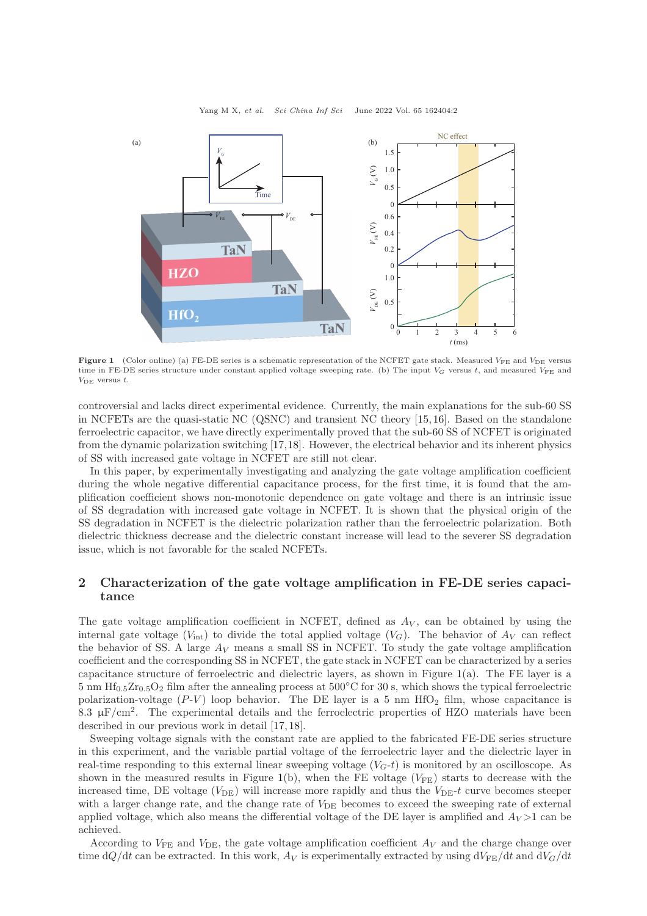Figure 1 (Color online) (a) FE-DE series is a schematic representation of the NCFET gate stack. Measured $V_{\mathrm{FE}}$ and $V_{\mathrm{DE}}$ versus time in FE-DE series structure under constant applied voltage sweeping rate. (b) The input $V_G$ versus $t$, and measured $V_{\mathrm{FE}}$ and $V_{\mathrm{DE}}$ versus $t$.

controversial and lacks direct experimental evidence. Currently, the main explanations for the sub-60 SS in NCFETs are the quasi-static NC (QSNC) and transient NC theory [15,16]. Based on the standalone ferroelectric capacitor, we have directly experimentally proved that the sub-60 SS of NCFET is originated from the dynamic polarization switching [17,18]. However, the electrical behavior and its inherent physics of SS with increased gate voltage in NCFET are still not clear.

In this paper, by experimentally investigating and analyzing the gate voltage amplification coefficient during the whole negative differential capacitance process, for the first time, it is found that the amplification coefficient shows non-monotonic dependence on gate voltage and there is an intrinsic issue of SS degradation with increased gate voltage in NCFET. It is shown that the physical origin of the SS degradation in NCFET is the dielectric polarization rather than the ferroelectric polarization. Both dielectric thickness decrease and the dielectric constant increase will lead to the severer SS degradation issue, which is not favorable for the scaled NCFETs.

## 2 Characterization of the gate voltage amplification in FE-DE series capacitance

The gate voltage amplification coefficient in NCFET, defined as $A_V$, can be obtained by using the internal gate voltage ($V_{\mathrm{int}}$) to divide the total applied voltage ($V_G$). The behavior of $A_V$ can reflect the behavior of SS. A large $A_V$ means a small SS in NCFET. To study the gate voltage amplification coefficient and the corresponding SS in NCFET, the gate stack in NCFET can be characterized by a series capacitance structure of ferroelectric and dielectric layers, as shown in Figure 1(a). The FE layer is a 5 nm $Hf_{0.5}Zr_{0.5}O_2$ film after the annealing process at 500°C for 30 s, which shows the typical ferroelectric polarization-voltage ($P$-$V$) loop behavior. The DE layer is a 5 nm $HfO_2$ film, whose capacitance is 8.3 μF/cm$^2$. The experimental details and the ferroelectric properties of HZO materials have been described in our previous work in detail [17,18].

Sweeping voltage signals with the constant rate are applied to the fabricated FE-DE series structure in this experiment, and the variable partial voltage of the ferroelectric layer and the dielectric layer in real-time responding to this external linear sweeping voltage ($V_G$-$t$) is monitored by an oscilloscope. As shown in the measured results in Figure 1(b), when the FE voltage ($V_{\mathrm{FE}}$) starts to decrease with the increased time, DE voltage ($V_{\mathrm{DE}}$) will increase more rapidly and thus the $V_{\mathrm{DE}}$-$t$ curve becomes steeper with a larger change rate, and the change rate of $V_{\mathrm{DE}}$ becomes to exceed the sweeping rate of external applied voltage, which also means the differential voltage of the DE layer is amplified and $A_V>1$ can be achieved.

According to $V_{\mathrm{FE}}$ and $V_{\mathrm{DE}}$, the gate voltage amplification coefficient $A_V$ and the charge change over time $\mathrm{d}Q/\mathrm{d}t$ can be extracted. In this work, $A_V$ is experimentally extracted by using $\mathrm{d}V_{\mathrm{FE}}/\mathrm{d}t$ and $\mathrm{d}V_G/\mathrm{d}t$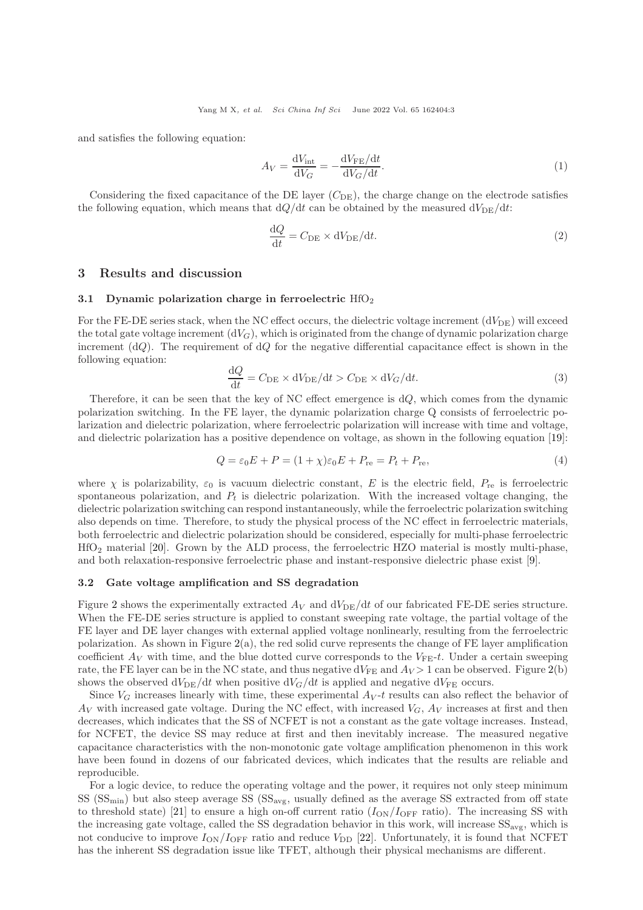and satisfies the following equation:

$$A_V = \frac{\mathrm{d}V_{\mathrm{int}}}{\mathrm{d}V_G} = -\frac{\mathrm{d}V_{\mathrm{FE}}/\mathrm{d}t}{\mathrm{d}V_G/\mathrm{d}t}. \tag{1}$$

Considering the fixed capacitance of the DE layer ($C_{\mathrm{DE}}$), the charge change on the electrode satisfies the following equation, which means that $\mathrm{d}Q/\mathrm{d}t$ can be obtained by the measured $\mathrm{d}V_{\mathrm{DE}}/\mathrm{d}t$:

$$\frac{\mathrm{d}Q}{\mathrm{d}t} = C_{\mathrm{DE}} \times \mathrm{d}V_{\mathrm{DE}}/\mathrm{d}t. \tag{2}$$

## 3 Results and discussion

### 3.1 Dynamic polarization charge in ferroelectric $HfO_2$

For the FE-DE series stack, when the NC effect occurs, the dielectric voltage increment ($\mathrm{d}V_{\mathrm{DE}}$) will exceed the total gate voltage increment ($\mathrm{d}V_G$), which is originated from the change of dynamic polarization charge increment ($\mathrm{d}Q$). The requirement of $\mathrm{d}Q$ for the negative differential capacitance effect is shown in the following equation:

$$\frac{\mathrm{d}Q}{\mathrm{d}t} = C_{\mathrm{DE}} \times \mathrm{d}V_{\mathrm{DE}}/\mathrm{d}t > C_{\mathrm{DE}} \times \mathrm{d}V_G/\mathrm{d}t. \tag{3}$$

Therefore, it can be seen that the key of NC effect emergence is $\mathrm{d}Q$, which comes from the dynamic polarization switching. In the FE layer, the dynamic polarization charge Q consists of ferroelectric polarization and dielectric polarization, where ferroelectric polarization will increase with time and voltage, and dielectric polarization has a positive dependence on voltage, as shown in the following equation [19]:

$$Q = \varepsilon_0 E + P = (1+\chi)\varepsilon_0 E + P_{\mathrm{re}} = P_t + P_{\mathrm{re}}, \tag{4}$$

where $\chi$ is polarizability, $\varepsilon_0$ is vacuum dielectric constant, $E$ is the electric field, $P_{\mathrm{re}}$ is ferroelectric spontaneous polarization, and $P_t$ is dielectric polarization. With the increased voltage changing, the dielectric polarization switching can respond instantaneously, while the ferroelectric polarization switching also depends on time. Therefore, to study the physical process of the NC effect in ferroelectric materials, both ferroelectric and dielectric polarization should be considered, especially for multi-phase ferroelectric $HfO_2$ material [20]. Grown by the ALD process, the ferroelectric HZO material is mostly multi-phase, and both relaxation-responsive ferroelectric phase and instant-responsive dielectric phase exist [9].

### 3.2 Gate voltage amplification and SS degradation

Figure 2 shows the experimentally extracted $A_V$ and $\mathrm{d}V_{\mathrm{DE}}/\mathrm{d}t$ of our fabricated FE-DE series structure. When the FE-DE series structure is applied to constant sweeping rate voltage, the partial voltage of the FE layer and DE layer changes with external applied voltage nonlinearly, resulting from the ferroelectric polarization. As shown in Figure 2(a), the red solid curve represents the change of FE layer amplification coefficient $A_V$ with time, and the blue dotted curve corresponds to the $V_{\mathrm{FE}}$-$t$. Under a certain sweeping rate, the FE layer can be in the NC state, and thus negative $\mathrm{d}V_{\mathrm{FE}}$ and $A_V > 1$ can be observed. Figure 2(b) shows the observed $\mathrm{d}V_{\mathrm{DE}}/\mathrm{d}t$ when positive $\mathrm{d}V_G/\mathrm{d}t$ is applied and negative $\mathrm{d}V_{\mathrm{FE}}$ occurs.

Since $V_G$ increases linearly with time, these experimental $A_V$-$t$ results can also reflect the behavior of $A_V$ with increased gate voltage. During the NC effect, with increased $V_G$, $A_V$ increases at first and then decreases, which indicates that the SS of NCFET is not a constant as the gate voltage increases. Instead, for NCFET, the device SS may reduce at first and then inevitably increase. The measured negative capacitance characteristics with the non-monotonic gate voltage amplification phenomenon in this work have been found in dozens of our fabricated devices, which indicates that the results are reliable and reproducible.

For a logic device, to reduce the operating voltage and the power, it requires not only steep minimum SS ($\mathrm{SS}_{\mathrm{min}}$) but also steep average SS ($\mathrm{SS}_{\mathrm{avg}}$, usually defined as the average SS extracted from off state to threshold state) [21] to ensure a high on-off current ratio ($I_{\mathrm{ON}}/I_{\mathrm{OFF}}$ ratio). The increasing SS with the increasing gate voltage, called the SS degradation behavior in this work, will increase $\mathrm{SS}_{\mathrm{avg}}$, which is not conducive to improve $I_{\mathrm{ON}}/I_{\mathrm{OFF}}$ ratio and reduce $V_{\mathrm{DD}}$ [22]. Unfortunately, it is found that NCFET has the inherent SS degradation issue like TFET, although their physical mechanisms are different.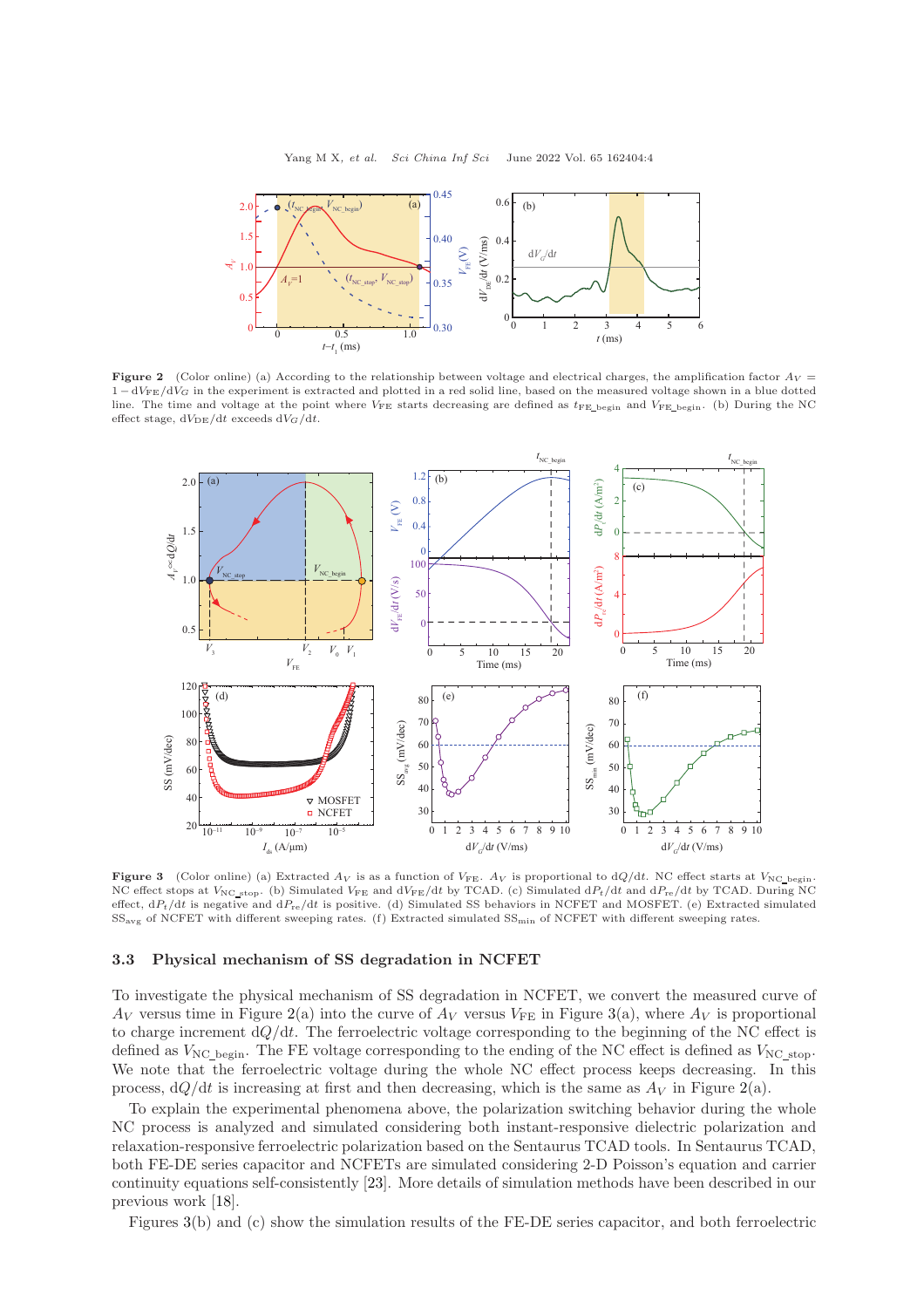**Figure 2** (Color online) (a) According to the relationship between voltage and electrical charges, the amplification factor $A_V = 1 - \mathrm{d}V_{\mathrm{FE}}/\mathrm{d}V_G$ in the experiment is extracted and plotted in a red solid line, based on the measured voltage shown in a blue dotted line. The time and voltage at the point where $V_{\mathrm{FE}}$ starts decreasing are defined as $t_{\mathrm{FE\_begin}}$ and $V_{\mathrm{FE\_begin}}$. (b) During the NC effect stage, $\mathrm{d}V_{\mathrm{DE}}/\mathrm{d}t$ exceeds $\mathrm{d}V_G/\mathrm{d}t$.

**Figure 3** (Color online) (a) Extracted $A_V$ is as a function of $V_{\mathrm{FE}}$. $A_V$ is proportional to $\mathrm{d}Q/\mathrm{d}t$. NC effect starts at $V_{\mathrm{NC\_begin}}$. NC effect stops at $V_{\mathrm{NC\_stop}}$. (b) Simulated $V_{\mathrm{FE}}$ and $\mathrm{d}V_{\mathrm{FE}}/\mathrm{d}t$ by TCAD. (c) Simulated $\mathrm{d}P_{\mathrm{r}}/\mathrm{d}t$ and $\mathrm{d}P_{\mathrm{re}}/\mathrm{d}t$ by TCAD. During NC effect, $\mathrm{d}P_{\mathrm{r}}/\mathrm{d}t$ is negative and $\mathrm{d}P_{\mathrm{re}}/\mathrm{d}t$ is positive. (d) Simulated SS behaviors in NCFET and MOSFET. (e) Extracted simulated $\mathrm{SS}_{\mathrm{avg}}$ of NCFET with different sweeping rates. (f) Extracted simulated $\mathrm{SS}_{\mathrm{min}}$ of NCFET with different sweeping rates.

### 3.3 Physical mechanism of SS degradation in NCFET

To investigate the physical mechanism of SS degradation in NCFET, we convert the measured curve of $A_V$ versus time in Figure 2(a) into the curve of $A_V$ versus $V_{\mathrm{FE}}$ in Figure 3(a), where $A_V$ is proportional to charge increment $\mathrm{d}Q/\mathrm{d}t$. The ferroelectric voltage corresponding to the beginning of the NC effect is defined as $V_{\mathrm{NC\_begin}}$. The FE voltage corresponding to the ending of the NC effect is defined as $V_{\mathrm{NC\_stop}}$. We note that the ferroelectric voltage during the whole NC effect process keeps decreasing. In this process, $\mathrm{d}Q/\mathrm{d}t$ is increasing at first and then decreasing, which is the same as $A_V$ in Figure 2(a).

To explain the experimental phenomena above, the polarization switching behavior during the whole NC process is analyzed and simulated considering both instant-responsive dielectric polarization and relaxation-responsive ferroelectric polarization based on the Sentaurus TCAD tools. In Sentaurus TCAD, both FE-DE series capacitor and NCFETs are simulated considering 2-D Poisson's equation and carrier continuity equations self-consistently [23]. More details of simulation methods have been described in our previous work [18].

Figures 3(b) and (c) show the simulation results of the FE-DE series capacitor, and both ferroelectric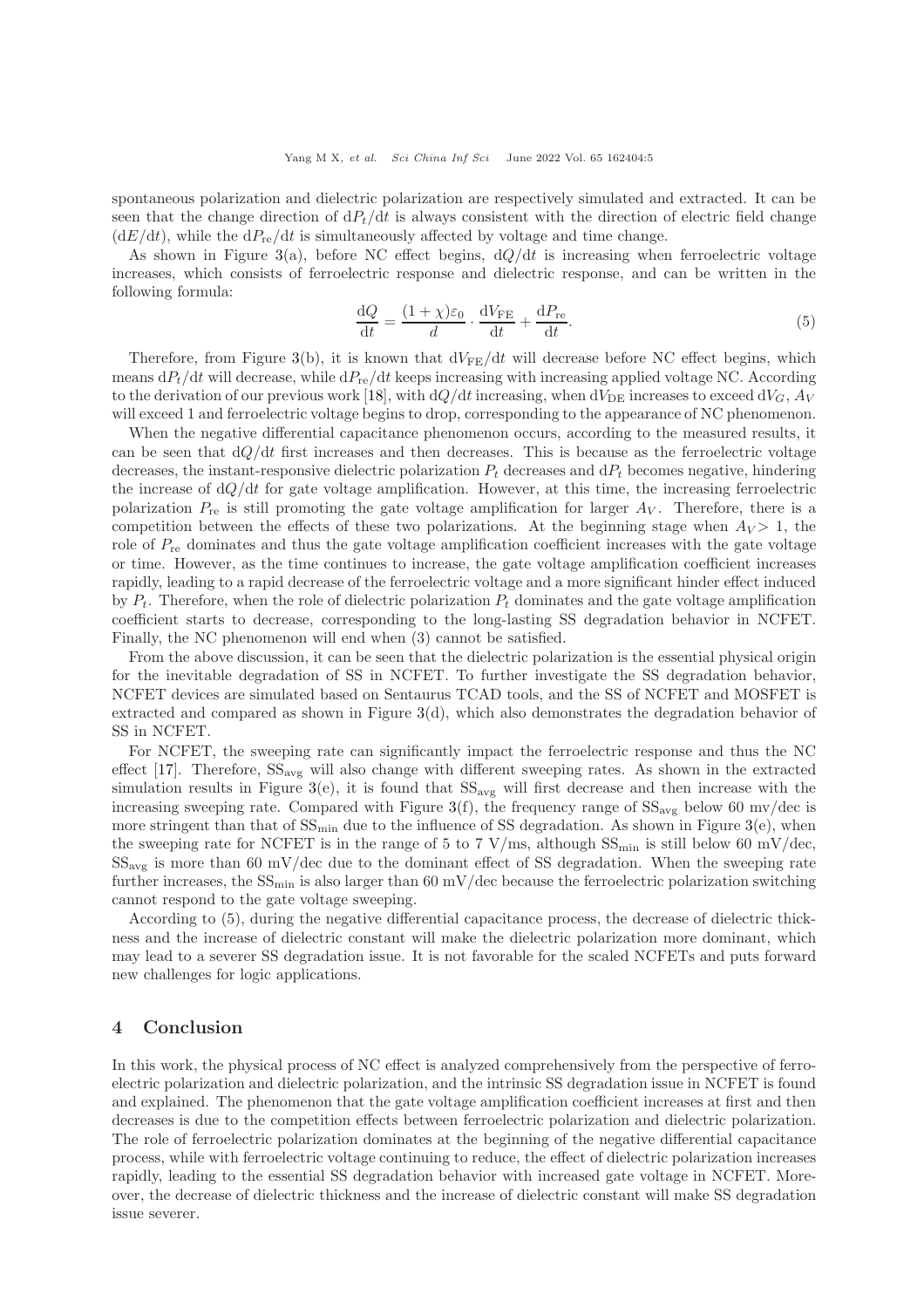spontaneous polarization and dielectric polarization are respectively simulated and extracted. It can be seen that the change direction of $\mathrm{d}P_t/\mathrm{d}t$ is always consistent with the direction of electric field change ($\mathrm{d}E/\mathrm{d}t$), while the $\mathrm{d}P_{\mathrm{re}}/\mathrm{d}t$ is simultaneously affected by voltage and time change.

As shown in Figure 3(a), before NC effect begins, $\mathrm{d}Q/\mathrm{d}t$ is increasing when ferroelectric voltage increases, which consists of ferroelectric response and dielectric response, and can be written in the following formula:

$$\frac{\mathrm{d}Q}{\mathrm{d}t} = \frac{(1+\chi)\varepsilon_0}{d} \cdot \frac{\mathrm{d}V_{\mathrm{FE}}}{\mathrm{d}t} + \frac{\mathrm{d}P_{\mathrm{re}}}{\mathrm{d}t}. \tag{5}$$

Therefore, from Figure 3(b), it is known that $\mathrm{d}V_{\mathrm{FE}}/\mathrm{d}t$ will decrease before NC effect begins, which means $\mathrm{d}P_t/\mathrm{d}t$ will decrease, while $\mathrm{d}P_{\mathrm{re}}/\mathrm{d}t$ keeps increasing with increasing applied voltage NC. According to the derivation of our previous work [18], with $\mathrm{d}Q/\mathrm{d}t$ increasing, when $\mathrm{d}V_{\mathrm{DE}}$ increases to exceed $\mathrm{d}V_G$, $A_V$ will exceed 1 and ferroelectric voltage begins to drop, corresponding to the appearance of NC phenomenon.

When the negative differential capacitance phenomenon occurs, according to the measured results, it can be seen that $\mathrm{d}Q/\mathrm{d}t$ first increases and then decreases. This is because as the ferroelectric voltage decreases, the instant-responsive dielectric polarization $P_t$ decreases and $\mathrm{d}P_t$ becomes negative, hindering the increase of $\mathrm{d}Q/\mathrm{d}t$ for gate voltage amplification. However, at this time, the increasing ferroelectric polarization $P_{\mathrm{re}}$ is still promoting the gate voltage amplification for larger $A_V$. Therefore, there is a competition between the effects of these two polarizations. At the beginning stage when $A_V > 1$, the role of $P_{\mathrm{re}}$ dominates and thus the gate voltage amplification coefficient increases with the gate voltage or time. However, as the time continues to increase, the gate voltage amplification coefficient increases rapidly, leading to a rapid decrease of the ferroelectric voltage and a more significant hinder effect induced by $P_t$. Therefore, when the role of dielectric polarization $P_t$ dominates and the gate voltage amplification coefficient starts to decrease, corresponding to the long-lasting SS degradation behavior in NCFET. Finally, the NC phenomenon will end when (3) cannot be satisfied.

From the above discussion, it can be seen that the dielectric polarization is the essential physical origin for the inevitable degradation of SS in NCFET. To further investigate the SS degradation behavior, NCFET devices are simulated based on Sentaurus TCAD tools, and the SS of NCFET and MOSFET is extracted and compared as shown in Figure 3(d), which also demonstrates the degradation behavior of SS in NCFET.

For NCFET, the sweeping rate can significantly impact the ferroelectric response and thus the NC effect [17]. Therefore, $\mathrm{SS}_{\mathrm{avg}}$ will also change with different sweeping rates. As shown in the extracted simulation results in Figure 3(e), it is found that $\mathrm{SS}_{\mathrm{avg}}$ will first decrease and then increase with the increasing sweeping rate. Compared with Figure 3(f), the frequency range of $\mathrm{SS}_{\mathrm{avg}}$ below 60 mv/dec is more stringent than that of $\mathrm{SS}_{\mathrm{min}}$ due to the influence of SS degradation. As shown in Figure 3(e), when the sweeping rate for NCFET is in the range of 5 to 7 V/ms, although $\mathrm{SS}_{\mathrm{min}}$ is still below 60 mV/dec, $\mathrm{SS}_{\mathrm{avg}}$ is more than 60 mV/dec due to the dominant effect of SS degradation. When the sweeping rate further increases, the $\mathrm{SS}_{\mathrm{min}}$ is also larger than 60 mV/dec because the ferroelectric polarization switching cannot respond to the gate voltage sweeping.

According to (5), during the negative differential capacitance process, the decrease of dielectric thickness and the increase of dielectric constant will make the dielectric polarization more dominant, which may lead to a severer SS degradation issue. It is not favorable for the scaled NCFETs and puts forward new challenges for logic applications.

## 4 Conclusion

In this work, the physical process of NC effect is analyzed comprehensively from the perspective of ferroelectric polarization and dielectric polarization, and the intrinsic SS degradation issue in NCFET is found and explained. The phenomenon that the gate voltage amplification coefficient increases at first and then decreases is due to the competition effects between ferroelectric polarization and dielectric polarization. The role of ferroelectric polarization dominates at the beginning of the negative differential capacitance process, while with ferroelectric voltage continuing to reduce, the effect of dielectric polarization increases rapidly, leading to the essential SS degradation behavior with increased gate voltage in NCFET. Moreover, the decrease of dielectric thickness and the increase of dielectric constant will make SS degradation issue severer.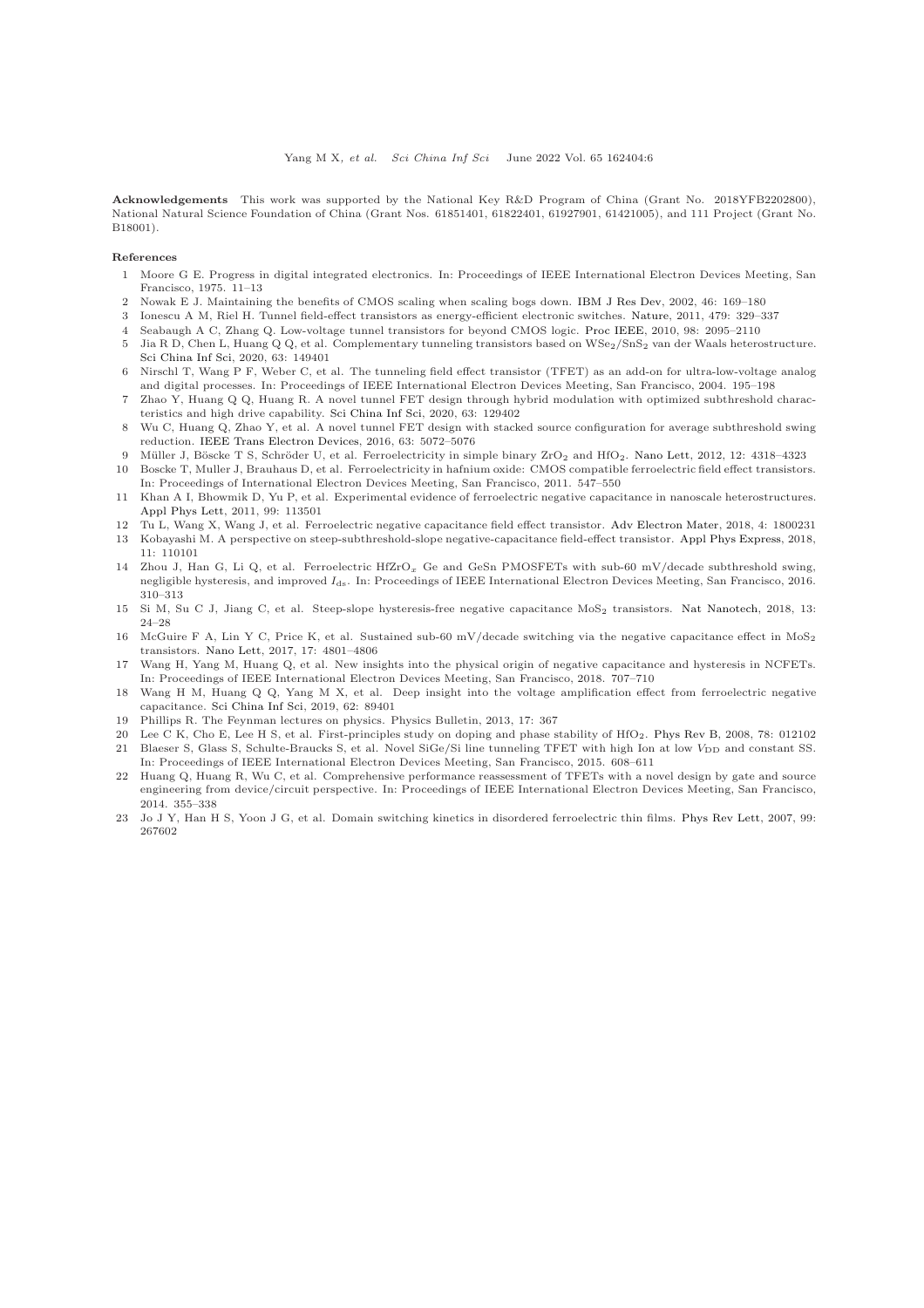**Acknowledgements** This work was supported by the National Key R&D Program of China (Grant No. 2018YFB2202800), National Natural Science Foundation of China (Grant Nos. 61851401, 61822401, 61927901, 61421005), and 111 Project (Grant No. B18001).

**References**

1. Moore G E. Progress in digital integrated electronics. In: Proceedings of IEEE International Electron Devices Meeting, San Francisco, 1975. 11–13
2. Nowak E J. Maintaining the benefits of CMOS scaling when scaling bogs down. IBM J Res Dev, 2002, 46: 169–180
3. Ionescu A M, Riel H. Tunnel field-effect transistors as energy-efficient electronic switches. Nature, 2011, 479: 329–337
4. Seabaugh A C, Zhang Q. Low-voltage tunnel transistors for beyond CMOS logic. Proc IEEE, 2010, 98: 2095–2110
5. Jia R D, Chen L, Huang Q Q, et al. Complementary tunneling transistors based on $WSe_2$/$SnS_2$ van der Waals heterostructure. Sci China Inf Sci, 2020, 63: 149401
6. Nirschl T, Wang P F, Weber C, et al. The tunneling field effect transistor (TFET) as an add-on for ultra-low-voltage analog and digital processes. In: Proceedings of IEEE International Electron Devices Meeting, San Francisco, 2004. 195–198
7. Zhao Y, Huang Q Q, Huang R. A novel tunnel FET design through hybrid modulation with optimized subthreshold characteristics and high drive capability. Sci China Inf Sci, 2020, 63: 129402
8. Wu C, Huang Q, Zhao Y, et al. A novel tunnel FET design with stacked source configuration for average subthreshold swing reduction. IEEE Trans Electron Devices, 2016, 63: 5072–5076
9. Müller J, Böscke T S, Schröder U, et al. Ferroelectricity in simple binary $ZrO_2$ and $HfO_2$. Nano Lett, 2012, 12: 4318–4323
10. Boscke T, Muller J, Brauhaus D, et al. Ferroelectricity in hafnium oxide: CMOS compatible ferroelectric field effect transistors. In: Proceedings of International Electron Devices Meeting, San Francisco, 2011. 547–550
11. Khan A I, Bhowmik D, Yu P, et al. Experimental evidence of ferroelectric negative capacitance in nanoscale heterostructures. Appl Phys Lett, 2011, 99: 113501
12. Tu L, Wang X, Wang J, et al. Ferroelectric negative capacitance field effect transistor. Adv Electron Mater, 2018, 4: 1800231
13. Kobayashi M. A perspective on steep-subthreshold-slope negative-capacitance field-effect transistor. Appl Phys Express, 2018, 11: 110101
14. Zhou J, Han G, Li Q, et al. Ferroelectric $HfZrO_x$ Ge and GeSn PMOSFETs with sub-60 mV/decade subthreshold swing, negligible hysteresis, and improved $I_{ds}$. In: Proceedings of IEEE International Electron Devices Meeting, San Francisco, 2016. 310–313
15. Si M, Su C J, Jiang C, et al. Steep-slope hysteresis-free negative capacitance $MoS_2$ transistors. Nat Nanotech, 2018, 13: 24–28
16. McGuire F A, Lin Y C, Price K, et al. Sustained sub-60 mV/decade switching via the negative capacitance effect in $MoS_2$ transistors. Nano Lett, 2017, 17: 4801–4806
17. Wang H, Yang M, Huang Q, et al. New insights into the physical origin of negative capacitance and hysteresis in NCFETs. In: Proceedings of IEEE International Electron Devices Meeting, San Francisco, 2018. 707–710
18. Wang H M, Huang Q Q, Yang M X, et al. Deep insight into the voltage amplification effect from ferroelectric negative capacitance. Sci China Inf Sci, 2019, 62: 89401
19. Phillips R. The Feynman lectures on physics. Physics Bulletin, 2013, 17: 367
20. Lee C K, Cho E, Lee H S, et al. First-principles study on doping and phase stability of $HfO_2$. Phys Rev B, 2008, 78: 012102
21. Blaeser S, Glass S, Schulte-Braucks S, et al. Novel SiGe/Si line tunneling TFET with high Ion at low $V_{DD}$ and constant SS. In: Proceedings of IEEE International Electron Devices Meeting, San Francisco, 2015. 608–611
22. Huang Q, Huang R, Wu C, et al. Comprehensive performance reassessment of TFETs with a novel design by gate and source engineering from device/circuit perspective. In: Proceedings of IEEE International Electron Devices Meeting, San Francisco, 2014. 355–338
23. Jo J Y, Han H S, Yoon J G, et al. Domain switching kinetics in disordered ferroelectric thin films. Phys Rev Lett, 2007, 99: 267602